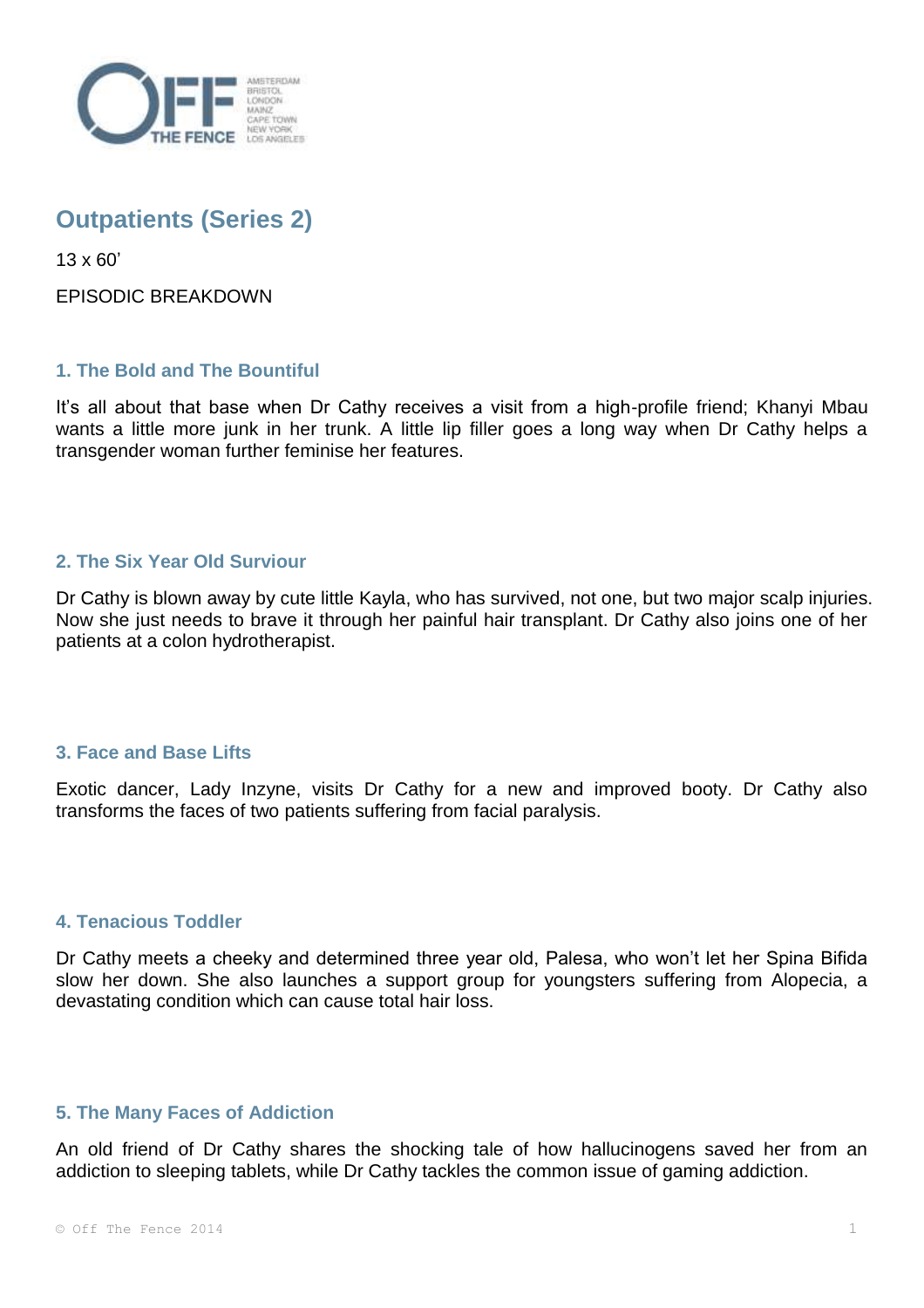# Outpatients (Series 2)

13 x 60’

EPISODIC BREAKDOWN

## 1. The Bold and The Bountiful

It’s all about that base when Dr Cathy receives a visit from a high-profile friend; Khanyi Mbau wants a little more junk in her trunk. A little lip filler goes a long way when Dr Cathy helps a transgender woman further feminise her features.

## 2. The Six Year Old Surviour

Dr Cathy is blown away by cute little Kayla, who has survived, not one, but two major scalp injuries. Now she just needs to brave it through her painful hair transplant. Dr Cathy also joins one of her patients at a colon hydrotherapist.

## 3. Face and Base Lifts

Exotic dancer, Lady Inzyne, visits Dr Cathy for a new and improved booty. Dr Cathy also transforms the faces of two patients suffering from facial paralysis.

## 4. Tenacious Toddler

Dr Cathy meets a cheeky and determined three year old, Palesa, who won’t let her Spina Bifida slow her down. She also launches a support group for youngsters suffering from Alopecia, a devastating condition which can cause total hair loss.

## 5. The Many Faces of Addiction

An old friend of Dr Cathy shares the shocking tale of how hallucinogens saved her from an addiction to sleeping tablets, while Dr Cathy tackles the common issue of gaming addiction.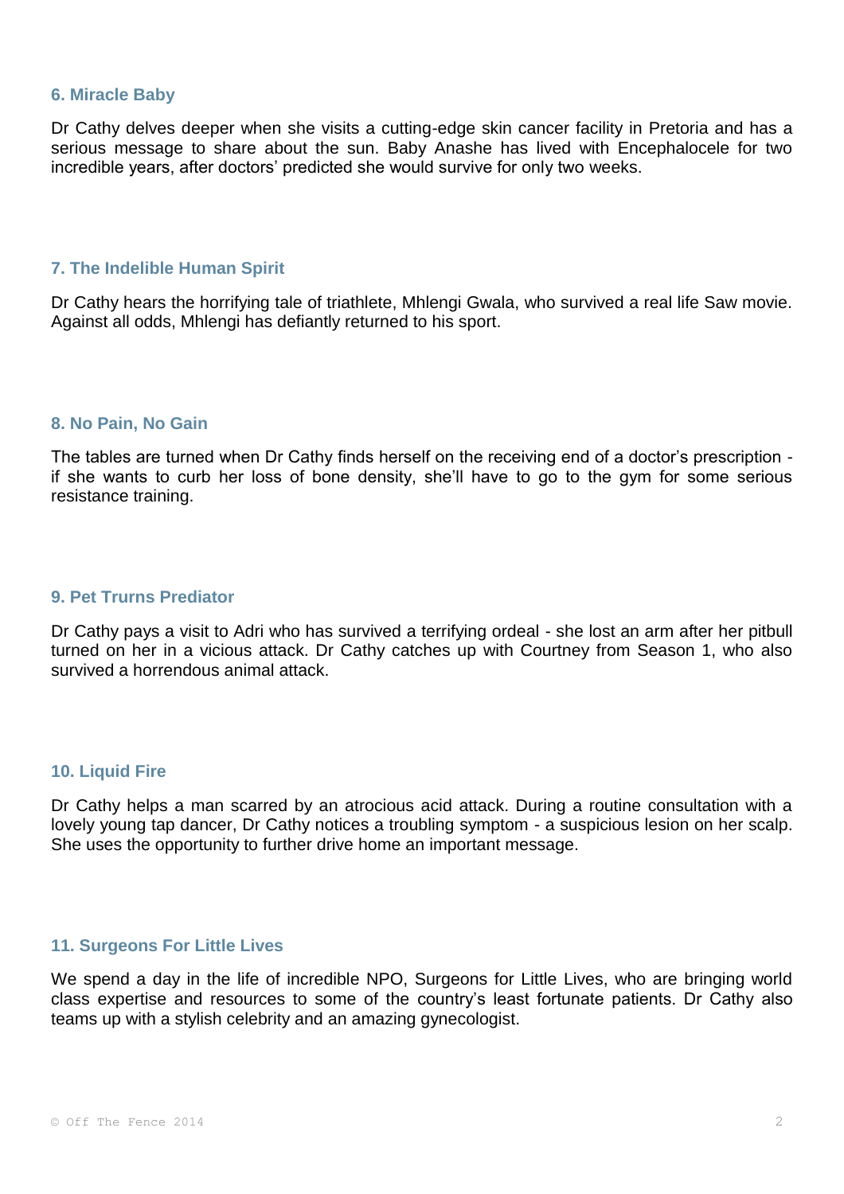### 6. Miracle Baby

Dr Cathy delves deeper when she visits a cutting-edge skin cancer facility in Pretoria and has a serious message to share about the sun. Baby Anashe has lived with Encephalocele for two incredible years, after doctors' predicted she would survive for only two weeks.

### 7. The Indelible Human Spirit

Dr Cathy hears the horrifying tale of triathlete, Mhlengi Gwala, who survived a real life Saw movie. Against all odds, Mhlengi has defiantly returned to his sport.

### 8. No Pain, No Gain

The tables are turned when Dr Cathy finds herself on the receiving end of a doctor's prescription - if she wants to curb her loss of bone density, she'll have to go to the gym for some serious resistance training.

### 9. Pet Trurns Predator

Dr Cathy pays a visit to Adri who has survived a terrifying ordeal - she lost an arm after her pitbull turned on her in a vicious attack. Dr Cathy catches up with Courtney from Season 1, who also survived a horrendous animal attack.

### 10. Liquid Fire

Dr Cathy helps a man scarred by an atrocious acid attack. During a routine consultation with a lovely young tap dancer, Dr Cathy notices a troubling symptom - a suspicious lesion on her scalp. She uses the opportunity to further drive home an important message.

### 11. Surgeons For Little Lives

We spend a day in the life of incredible NPO, Surgeons for Little Lives, who are bringing world class expertise and resources to some of the country's least fortunate patients. Dr Cathy also teams up with a stylish celebrity and an amazing gynecologist.

© Off The Fence 2014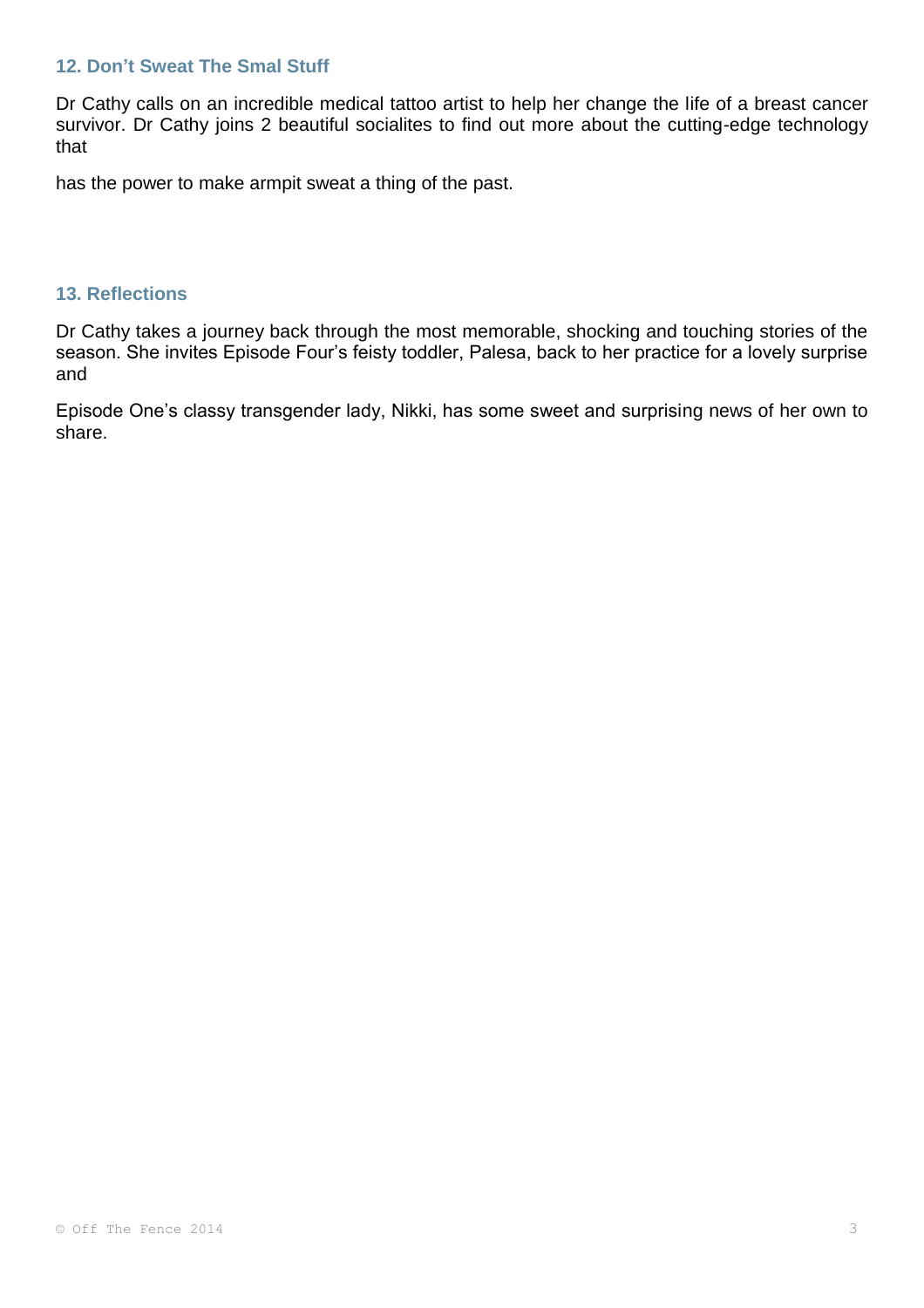### 12. Don’t Sweat The Smal Stuff

Dr Cathy calls on an incredible medical tattoo artist to help her change the life of a breast cancer survivor. Dr Cathy joins 2 beautiful socialites to find out more about the cutting-edge technology that

has the power to make armpit sweat a thing of the past.

### 13. Reflections

Dr Cathy takes a journey back through the most memorable, shocking and touching stories of the season. She invites Episode Four’s feisty toddler, Palesa, back to her practice for a lovely surprise and

Episode One’s classy transgender lady, Nikki, has some sweet and surprising news of her own to share.